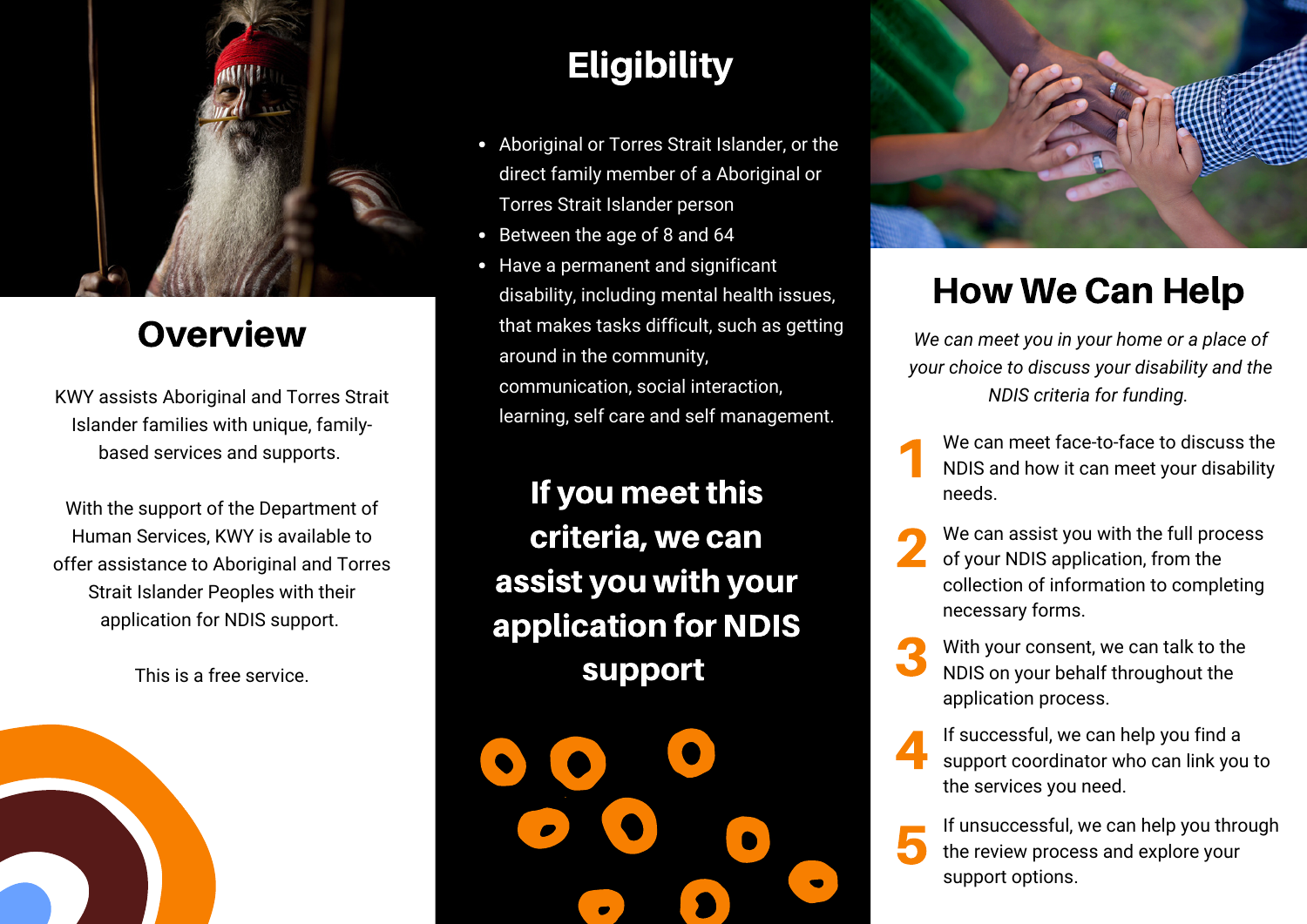# Overview

KWY assists Aboriginal and Torres Strait Islander families with unique, family-based services and supports.

With the support of the Department of Human Services, KWY is available to offer assistance to Aboriginal and Torres Strait Islander Peoples with their application for NDIS support.

This is a free service.

# Eligibility

- Aboriginal or Torres Strait Islander, or the direct family member of a Aboriginal or Torres Strait Islander person
- Between the age of 8 and 64
- Have a permanent and significant disability, including mental health issues, that makes tasks difficult, such as getting around in the community, communication, social interaction, learning, self care and self management.

**If you meet this criteria, we can assist you with your application for NDIS support**

# How We Can Help

*We can meet you in your home or a place of your choice to discuss your disability and the NDIS criteria for funding.*

1. We can meet face-to-face to discuss the NDIS and how it can meet your disability needs.
2. We can assist you with the full process of your NDIS application, from the collection of information to completing necessary forms.
3. With your consent, we can talk to the NDIS on your behalf throughout the application process.
4. If successful, we can help you find a support coordinator who can link you to the services you need.
5. If unsuccessful, we can help you through the review process and explore your support options.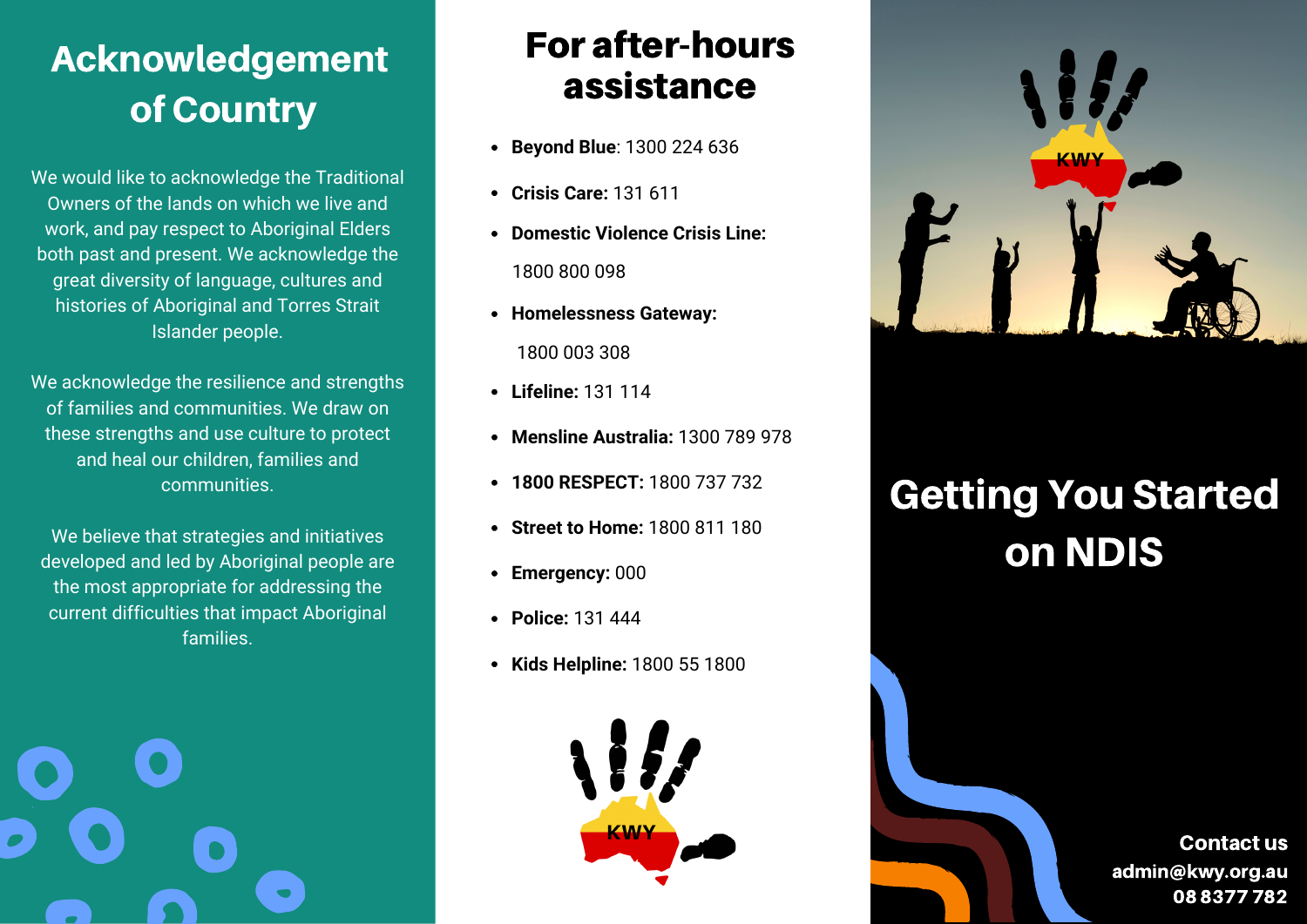# Acknowledgement of Country

We would like to acknowledge the Traditional Owners of the lands on which we live and work, and pay respect to Aboriginal Elders both past and present. We acknowledge the great diversity of language, cultures and histories of Aboriginal and Torres Strait Islander people.

We acknowledge the resilience and strengths of families and communities. We draw on these strengths and use culture to protect and heal our children, families and communities.

We believe that strategies and initiatives developed and led by Aboriginal people are the most appropriate for addressing the current difficulties that impact Aboriginal families.

# For after-hours assistance

- **Beyond Blue**: 1300 224 636
- **Crisis Care:** 131 611
- **Domestic Violence Crisis Line:** 1800 800 098
- **Homelessness Gateway:** 1800 003 308
- **Lifeline:** 131 114
- **Mensline Australia:** 1300 789 978
- **1800 RESPECT:** 1800 737 732
- **Street to Home:** 1800 811 180
- **Emergency:** 000
- **Police:** 131 444
- **Kids Helpline:** 1800 55 1800

KWY

KWY

# Getting You Started on NDIS

**Contact us**
**admin@kwy.org.au**
**08 8377 782**